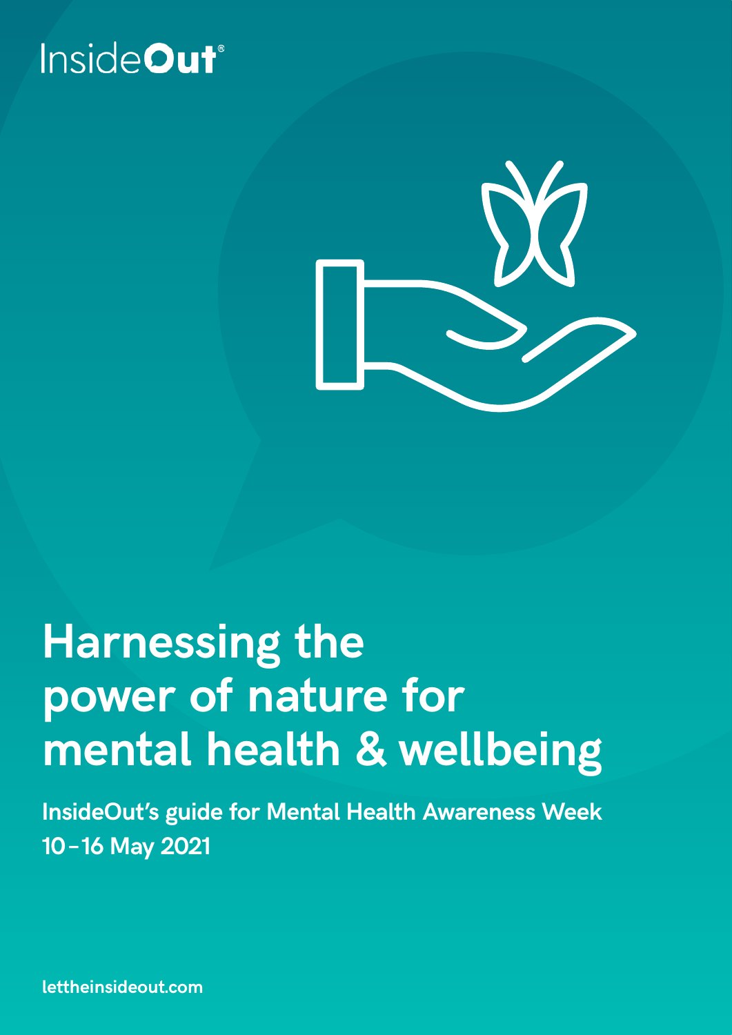InsideOut®

# Harnessing the power of nature for mental health & wellbeing

**InsideOut's guide for Mental Health Awareness Week 10–16 May 2021**

lettheinsideout.com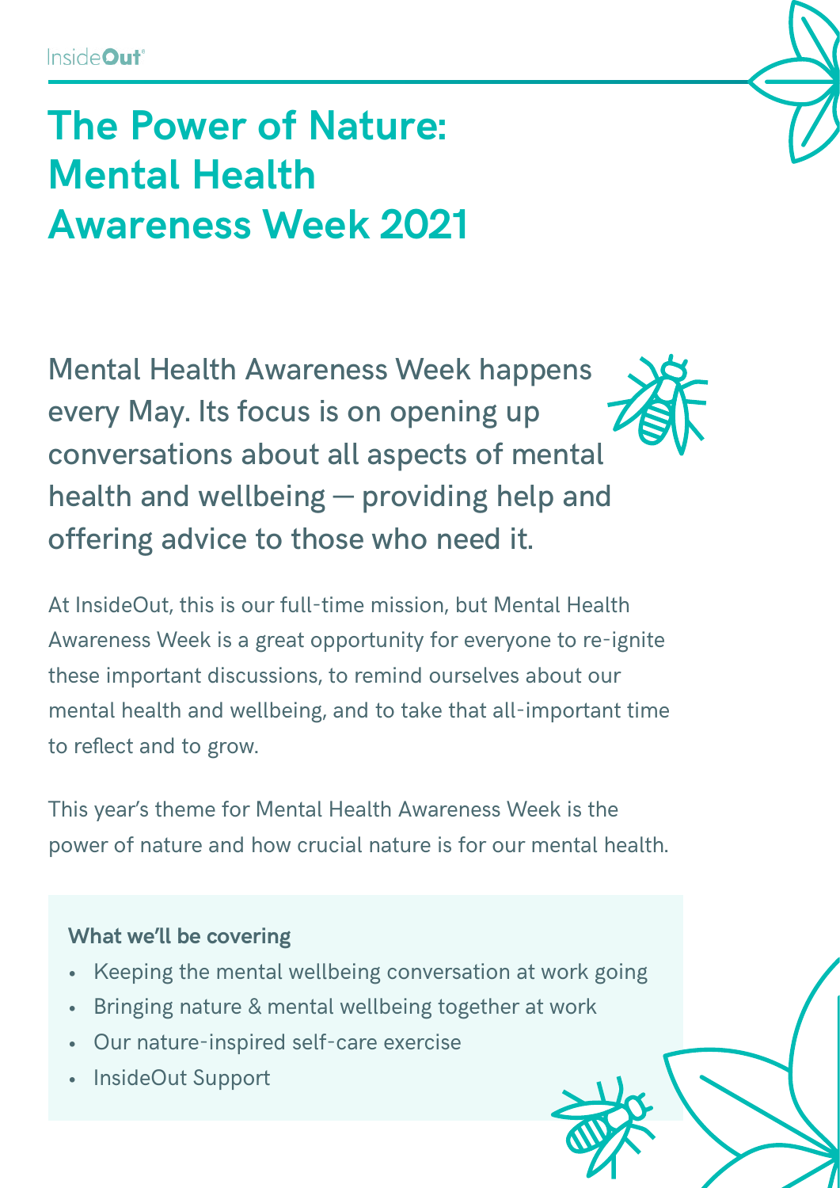# The Power of Nature: Mental Health Awareness Week 2021

Mental Health Awareness Week happens every May. Its focus is on opening up conversations about all aspects of mental health and wellbeing — providing help and offering advice to those who need it.

At InsideOut, this is our full-time mission, but Mental Health Awareness Week is a great opportunity for everyone to re-ignite these important discussions, to remind ourselves about our mental health and wellbeing, and to take that all-important time to reflect and to grow.

This year's theme for Mental Health Awareness Week is the power of nature and how crucial nature is for our mental health.

**What we'll be covering**

- Keeping the mental wellbeing conversation at work going
- Bringing nature & mental wellbeing together at work
- Our nature-inspired self-care exercise
- InsideOut Support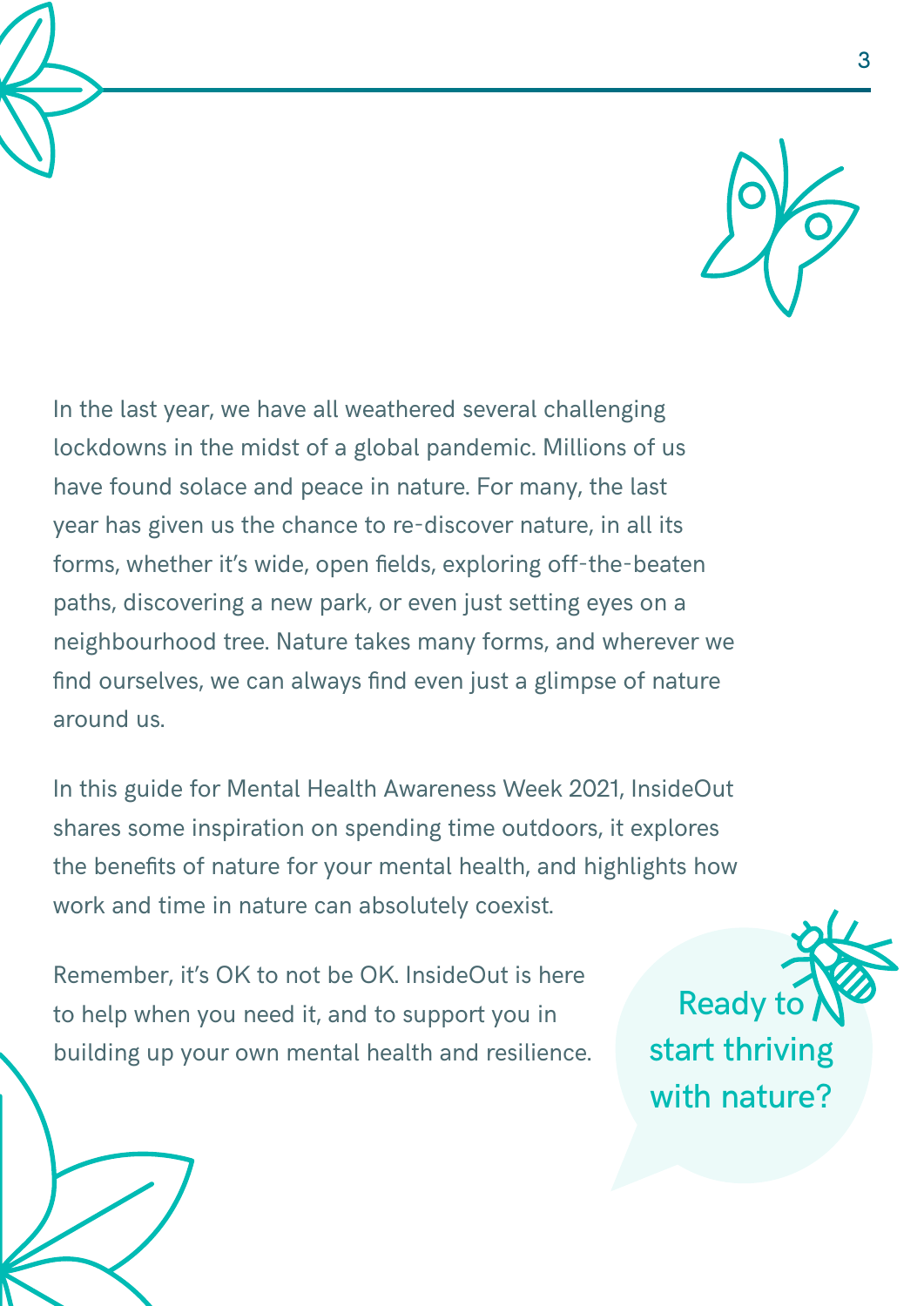In the last year, we have all weathered several challenging lockdowns in the midst of a global pandemic. Millions of us have found solace and peace in nature. For many, the last year has given us the chance to re-discover nature, in all its forms, whether it's wide, open fields, exploring off-the-beaten paths, discovering a new park, or even just setting eyes on a neighbourhood tree. Nature takes many forms, and wherever we find ourselves, we can always find even just a glimpse of nature around us.

In this guide for Mental Health Awareness Week 2021, InsideOut shares some inspiration on spending time outdoors, it explores the benefits of nature for your mental health, and highlights how work and time in nature can absolutely coexist.

Remember, it's OK to not be OK. InsideOut is here to help when you need it, and to support you in building up your own mental health and resilience.

Ready to start thriving with nature?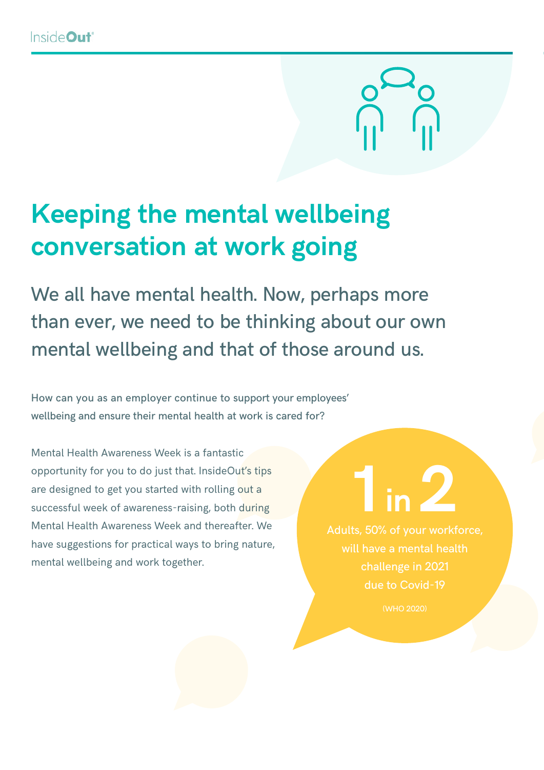# Keeping the mental wellbeing conversation at work going

We all have mental health. Now, perhaps more than ever, we need to be thinking about our own mental wellbeing and that of those around us.

How can you as an employer continue to support your employees' wellbeing and ensure their mental health at work is cared for?

Mental Health Awareness Week is a fantastic opportunity for you to do just that. InsideOut's tips are designed to get you started with rolling out a successful week of awareness-raising, both during Mental Health Awareness Week and thereafter. We have suggestions for practical ways to bring nature, mental wellbeing and work together.

**1 in 2**

Adults, 50% of your workforce, will have a mental health challenge in 2021 due to Covid-19

(WHO 2020)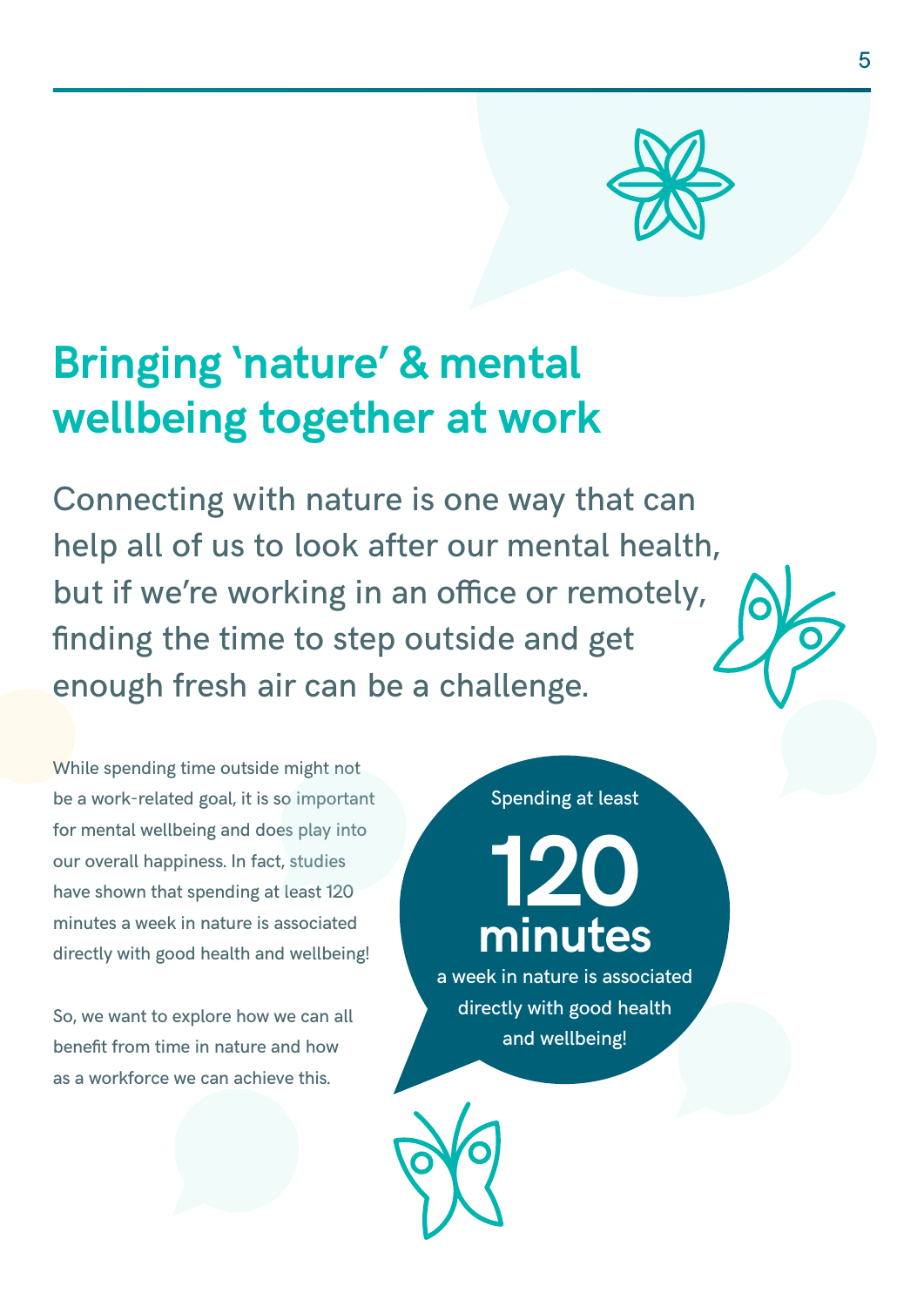# Bringing 'nature' & mental wellbeing together at work

Connecting with nature is one way that can help all of us to look after our mental health, but if we're working in an office or remotely, finding the time to step outside and get enough fresh air can be a challenge.

While spending time outside might not be a work-related goal, it is so important for mental wellbeing and does play into our overall happiness. In fact, studies have shown that spending at least 120 minutes a week in nature is associated directly with good health and wellbeing!

So, we want to explore how we can all benefit from time in nature and how as a workforce we can achieve this.

Spending at least

**120 minutes**

a week in nature is associated directly with good health and wellbeing!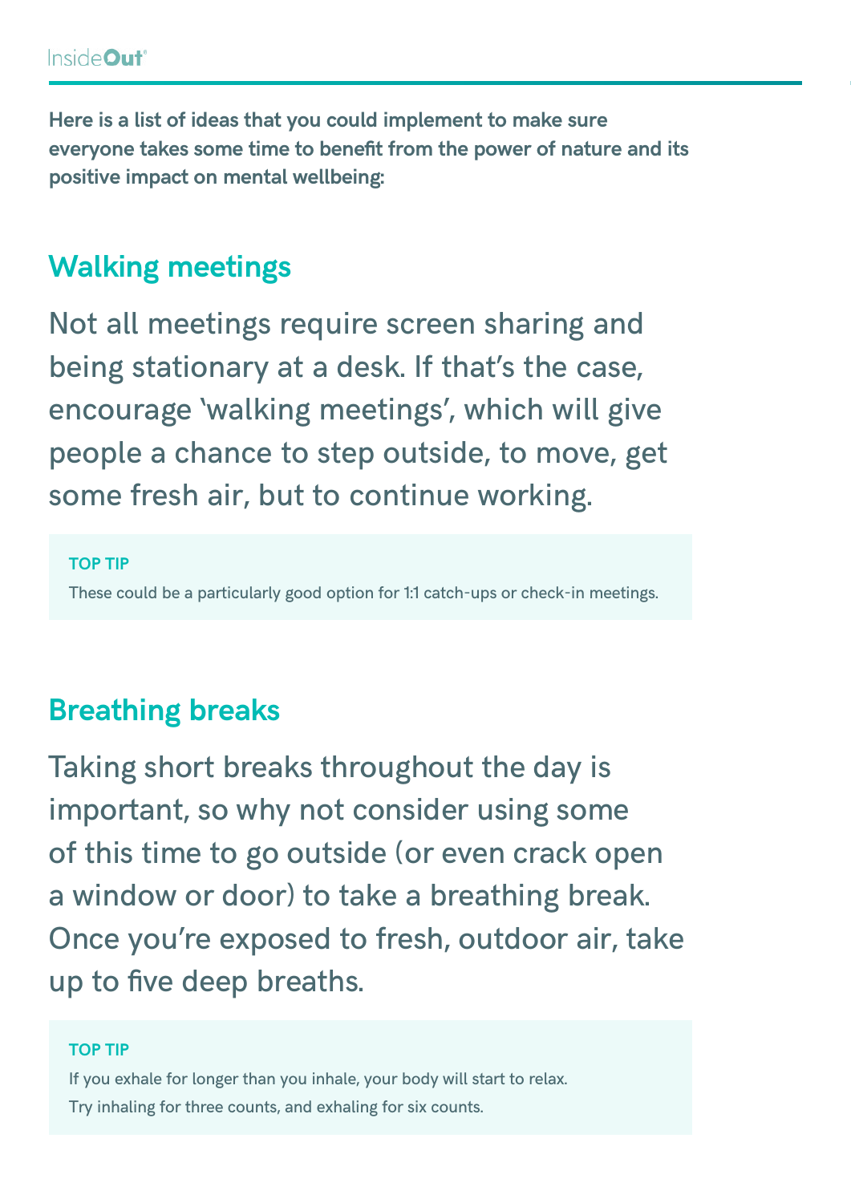**Here is a list of ideas that you could implement to make sure everyone takes some time to benefit from the power of nature and its positive impact on mental wellbeing:**

## Walking meetings

Not all meetings require screen sharing and being stationary at a desk. If that's the case, encourage 'walking meetings', which will give people a chance to step outside, to move, get some fresh air, but to continue working.

> **TOP TIP**
>
> These could be a particularly good option for 1:1 catch-ups or check-in meetings.

## Breathing breaks

Taking short breaks throughout the day is important, so why not consider using some of this time to go outside (or even crack open a window or door) to take a breathing break. Once you're exposed to fresh, outdoor air, take up to five deep breaths.

> **TOP TIP**
>
> If you exhale for longer than you inhale, your body will start to relax.
> Try inhaling for three counts, and exhaling for six counts.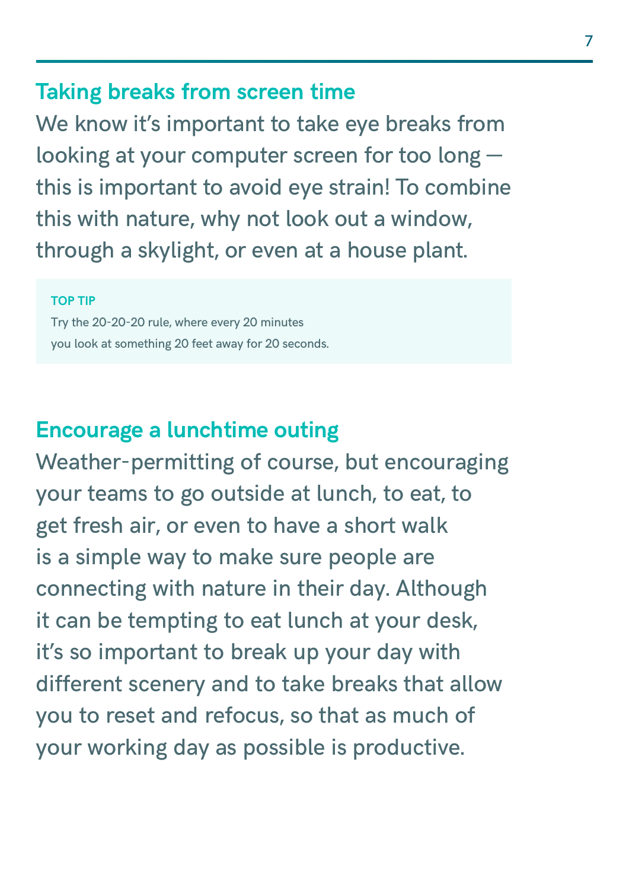## Taking breaks from screen time

We know it's important to take eye breaks from looking at your computer screen for too long — this is important to avoid eye strain! To combine this with nature, why not look out a window, through a skylight, or even at a house plant.

> **TOP TIP**
>
> Try the 20-20-20 rule, where every 20 minutes you look at something 20 feet away for 20 seconds.

## Encourage a lunchtime outing

Weather-permitting of course, but encouraging your teams to go outside at lunch, to eat, to get fresh air, or even to have a short walk is a simple way to make sure people are connecting with nature in their day. Although it can be tempting to eat lunch at your desk, it's so important to break up your day with different scenery and to take breaks that allow you to reset and refocus, so that as much of your working day as possible is productive.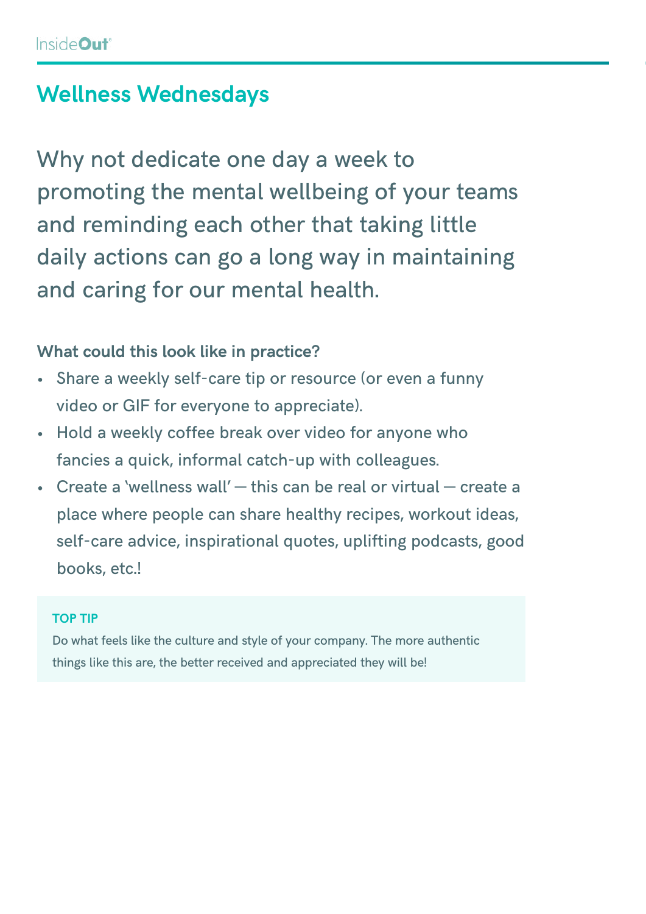## Wellness Wednesdays

Why not dedicate one day a week to promoting the mental wellbeing of your teams and reminding each other that taking little daily actions can go a long way in maintaining and caring for our mental health.

**What could this look like in practice?**

- Share a weekly self-care tip or resource (or even a funny video or GIF for everyone to appreciate).
- Hold a weekly coffee break over video for anyone who fancies a quick, informal catch-up with colleagues.
- Create a 'wellness wall' — this can be real or virtual — create a place where people can share healthy recipes, workout ideas, self-care advice, inspirational quotes, uplifting podcasts, good books, etc.!

**TOP TIP**

Do what feels like the culture and style of your company. The more authentic things like this are, the better received and appreciated they will be!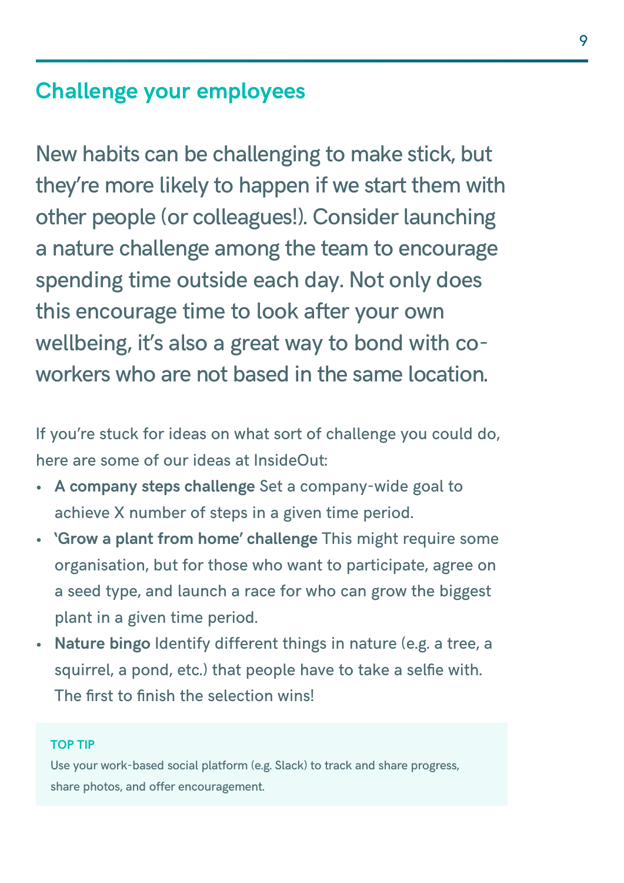## Challenge your employees

New habits can be challenging to make stick, but they're more likely to happen if we start them with other people (or colleagues!). Consider launching a nature challenge among the team to encourage spending time outside each day. Not only does this encourage time to look after your own wellbeing, it's also a great way to bond with co-workers who are not based in the same location.

If you're stuck for ideas on what sort of challenge you could do, here are some of our ideas at InsideOut:

- **A company steps challenge** Set a company-wide goal to achieve X number of steps in a given time period.
- **'Grow a plant from home' challenge** This might require some organisation, but for those who want to participate, agree on a seed type, and launch a race for who can grow the biggest plant in a given time period.
- **Nature bingo** Identify different things in nature (e.g. a tree, a squirrel, a pond, etc.) that people have to take a selfie with. The first to finish the selection wins!

**TOP TIP**

Use your work-based social platform (e.g. Slack) to track and share progress, share photos, and offer encouragement.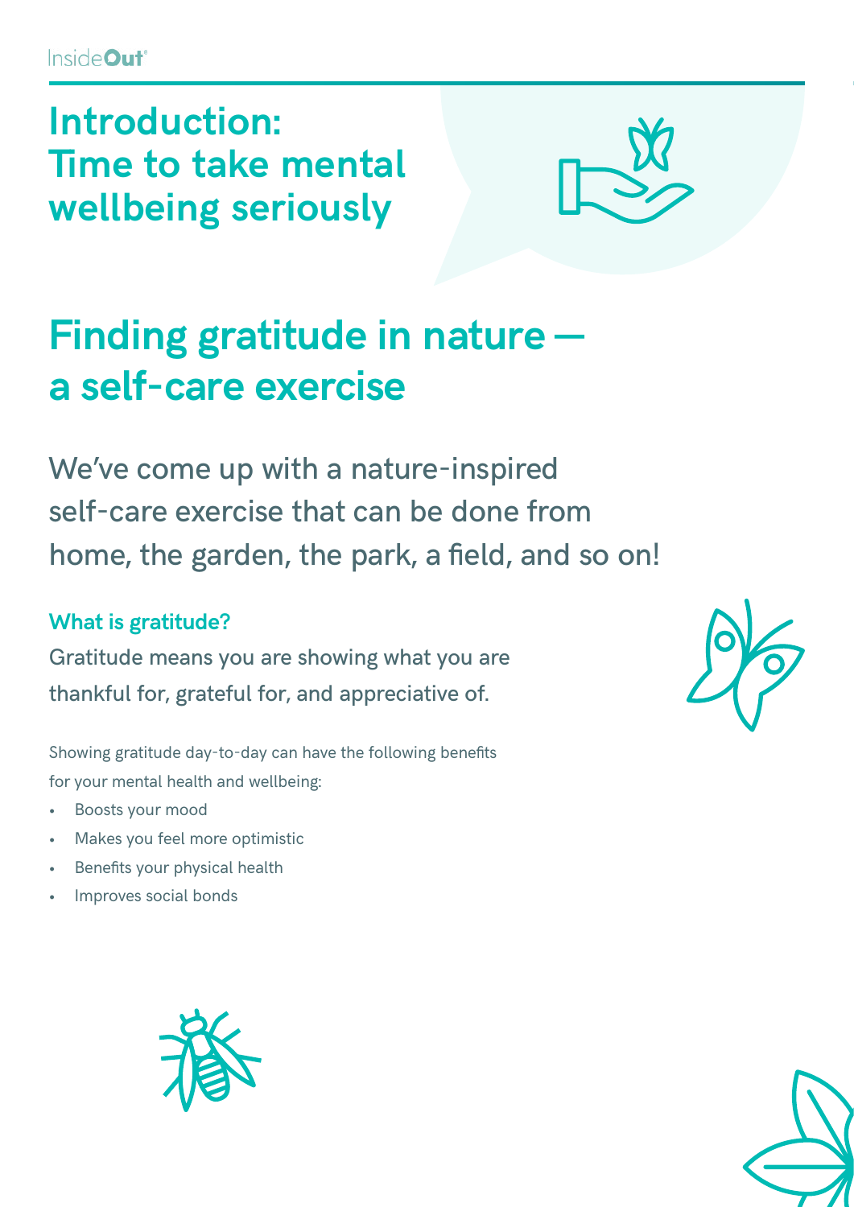# Introduction: Time to take mental wellbeing seriously

## Finding gratitude in nature — a self-care exercise

We've come up with a nature-inspired self-care exercise that can be done from home, the garden, the park, a field, and so on!

### What is gratitude?

Gratitude means you are showing what you are thankful for, grateful for, and appreciative of.

Showing gratitude day-to-day can have the following benefits for your mental health and wellbeing:

- Boosts your mood
- Makes you feel more optimistic
- Benefits your physical health
- Improves social bonds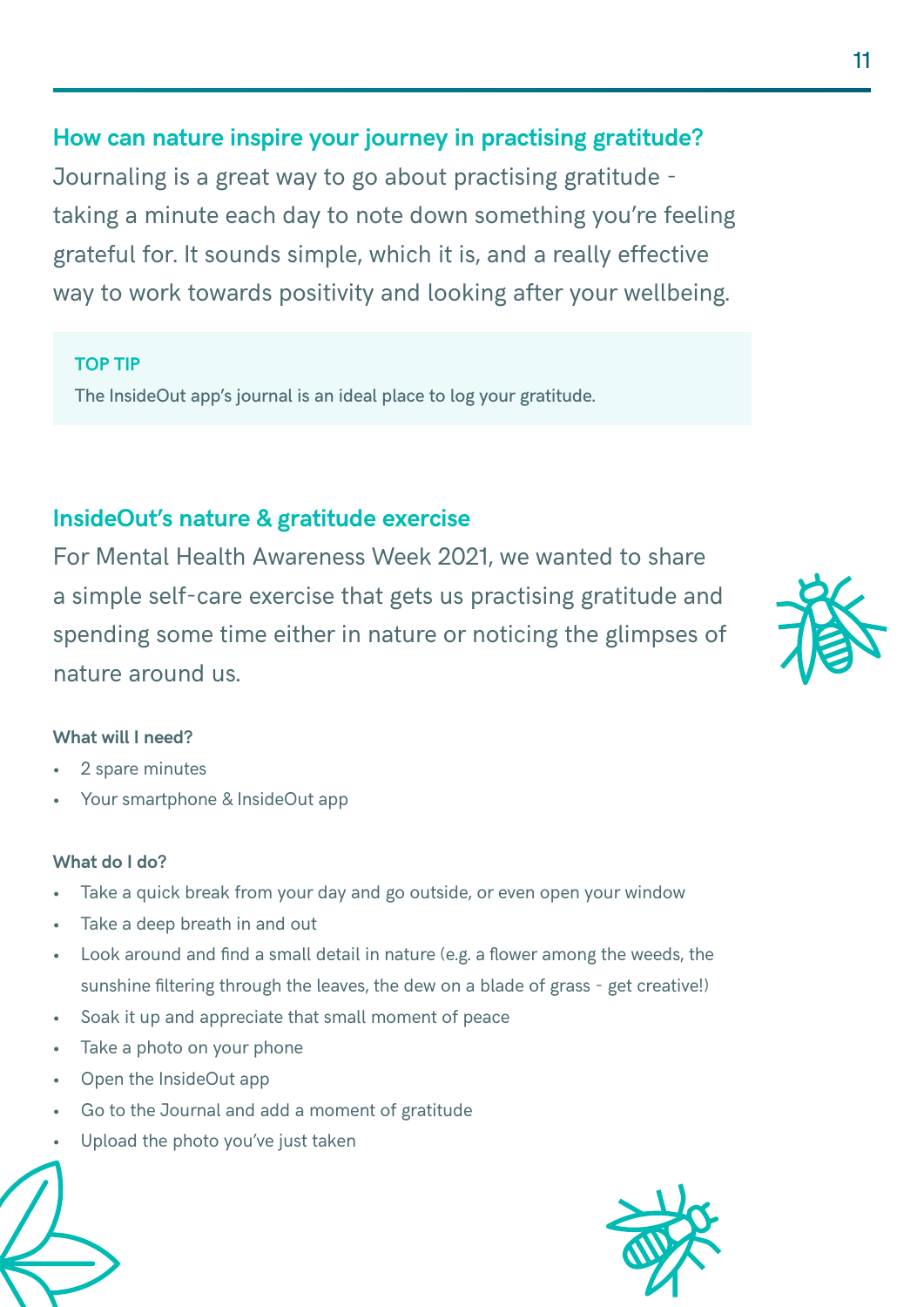## How can nature inspire your journey in practising gratitude?

Journaling is a great way to go about practising gratitude - taking a minute each day to note down something you're feeling grateful for. It sounds simple, which it is, and a really effective way to work towards positivity and looking after your wellbeing.

**TOP TIP**

The InsideOut app's journal is an ideal place to log your gratitude.

## InsideOut's nature & gratitude exercise

For Mental Health Awareness Week 2021, we wanted to share a simple self-care exercise that gets us practising gratitude and spending some time either in nature or noticing the glimpses of nature around us.

**What will I need?**

- 2 spare minutes
- Your smartphone & InsideOut app

**What do I do?**

- Take a quick break from your day and go outside, or even open your window
- Take a deep breath in and out
- Look around and find a small detail in nature (e.g. a flower among the weeds, the sunshine filtering through the leaves, the dew on a blade of grass - get creative!)
- Soak it up and appreciate that small moment of peace
- Take a photo on your phone
- Open the InsideOut app
- Go to the Journal and add a moment of gratitude
- Upload the photo you've just taken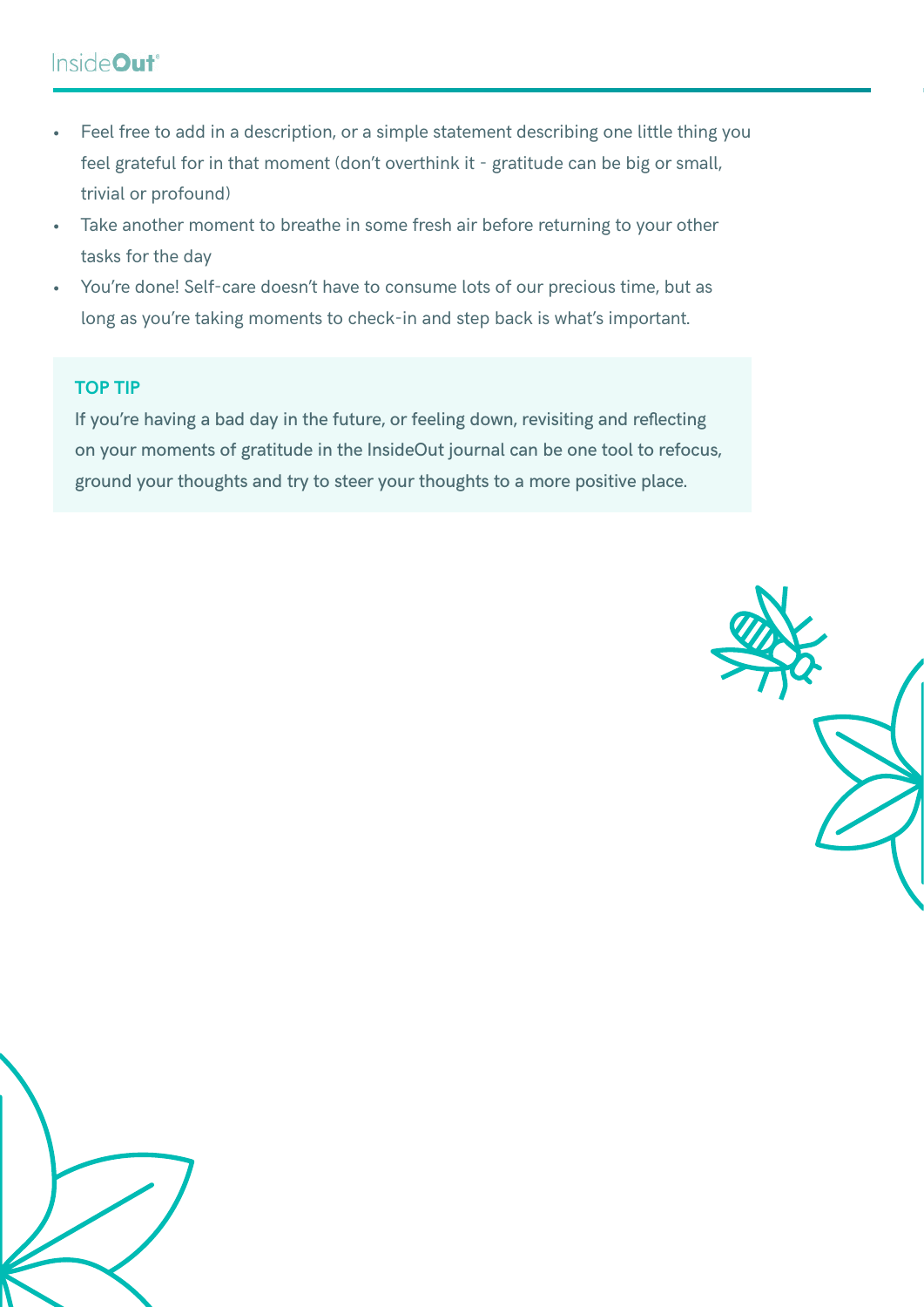- Feel free to add in a description, or a simple statement describing one little thing you feel grateful for in that moment (don't overthink it - gratitude can be big or small, trivial or profound)
- Take another moment to breathe in some fresh air before returning to your other tasks for the day
- You're done! Self-care doesn't have to consume lots of our precious time, but as long as you're taking moments to check-in and step back is what's important.

**TOP TIP**

If you're having a bad day in the future, or feeling down, revisiting and reflecting on your moments of gratitude in the InsideOut journal can be one tool to refocus, ground your thoughts and try to steer your thoughts to a more positive place.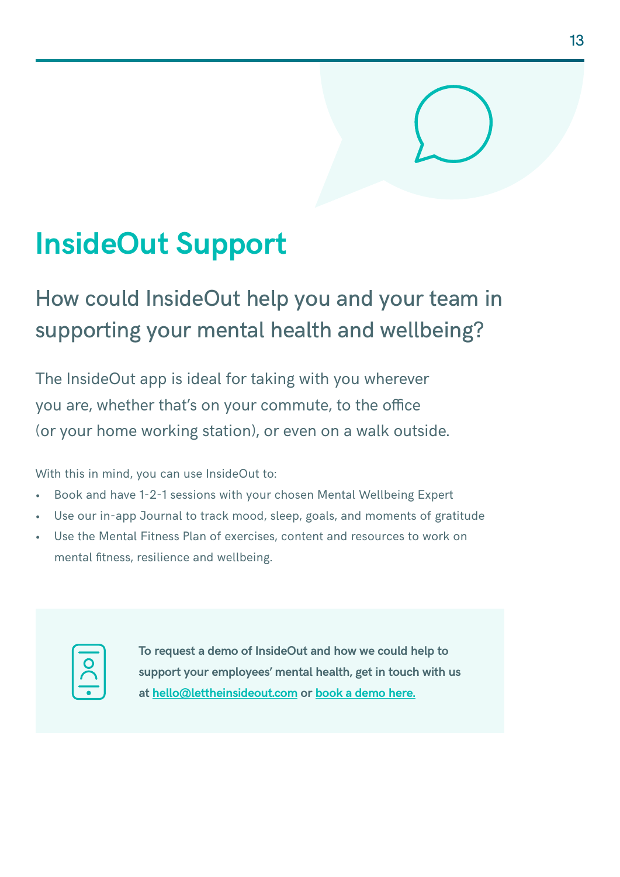# InsideOut Support

## How could InsideOut help you and your team in supporting your mental health and wellbeing?

The InsideOut app is ideal for taking with you wherever you are, whether that's on your commute, to the office (or your home working station), or even on a walk outside.

With this in mind, you can use InsideOut to:

- Book and have 1-2-1 sessions with your chosen Mental Wellbeing Expert
- Use our in-app Journal to track mood, sleep, goals, and moments of gratitude
- Use the Mental Fitness Plan of exercises, content and resources to work on mental fitness, resilience and wellbeing.

**To request a demo of InsideOut and how we could help to support your employees' mental health, get in touch with us at hello@lettheinsideout.com or book a demo here.**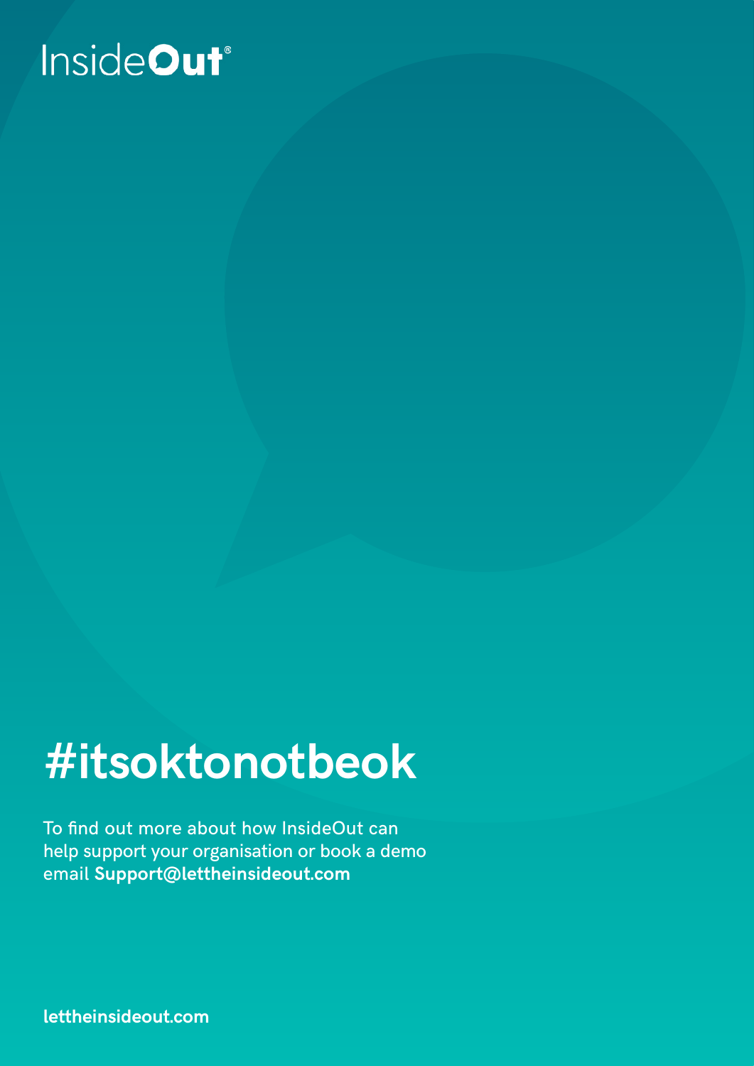InsideOut®

# #itsoktonotbeok

To find out more about how InsideOut can help support your organisation or book a demo email **Support@lettheinsideout.com**

**lettheinsideout.com**